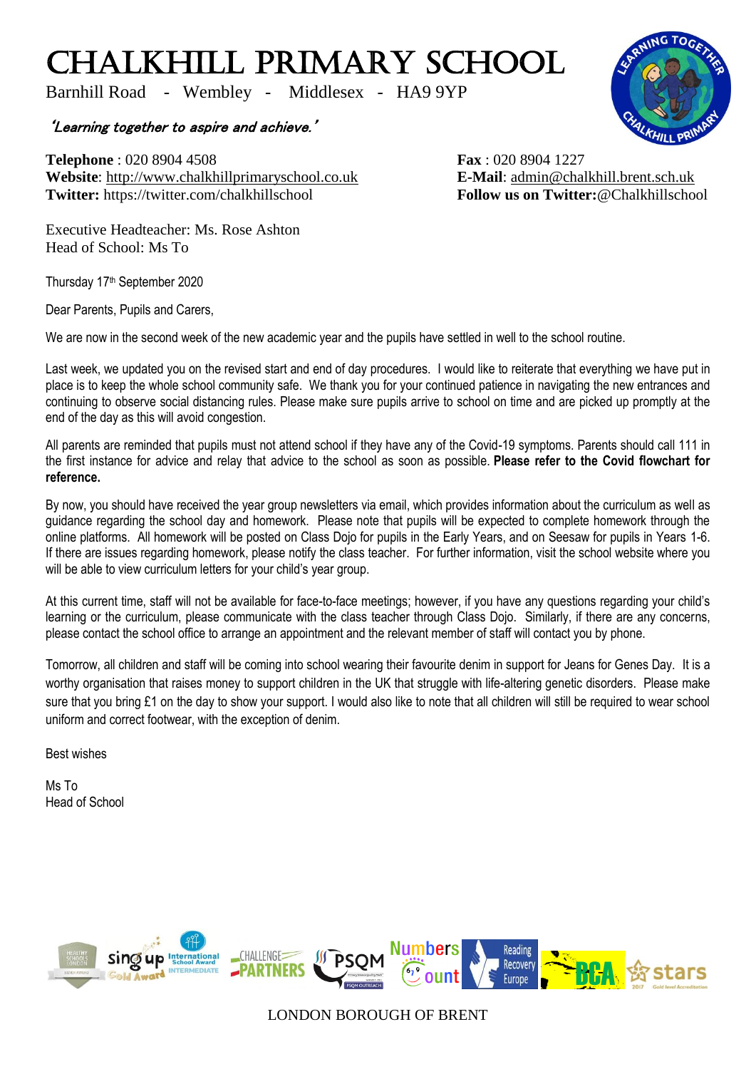# CHALKHILL PRIMARY SCHOOL

Barnhill Road - Wembley - Middlesex - HA9 9YP

*'Learning together to aspire and achieve.'*

**Telephone** : 020 8904 4508
**Website**: http://www.chalkhillprimaryschool.co.uk
**Twitter:** https://twitter.com/chalkhillschool

**Fax** : 020 8904 1227
**E-Mail**: admin@chalkhill.brent.sch.uk
**Follow us on Twitter:**@Chalkhillschool

Executive Headteacher: Ms. Rose Ashton
Head of School: Ms To

Thursday 17th September 2020

Dear Parents, Pupils and Carers,

We are now in the second week of the new academic year and the pupils have settled in well to the school routine.

Last week, we updated you on the revised start and end of day procedures. I would like to reiterate that everything we have put in place is to keep the whole school community safe. We thank you for your continued patience in navigating the new entrances and continuing to observe social distancing rules. Please make sure pupils arrive to school on time and are picked up promptly at the end of the day as this will avoid congestion.

All parents are reminded that pupils must not attend school if they have any of the Covid-19 symptoms. Parents should call 111 in the first instance for advice and relay that advice to the school as soon as possible. **Please refer to the Covid flowchart for reference.**

By now, you should have received the year group newsletters via email, which provides information about the curriculum as well as guidance regarding the school day and homework. Please note that pupils will be expected to complete homework through the online platforms. All homework will be posted on Class Dojo for pupils in the Early Years, and on Seesaw for pupils in Years 1-6. If there are issues regarding homework, please notify the class teacher. For further information, visit the school website where you will be able to view curriculum letters for your child's year group.

At this current time, staff will not be available for face-to-face meetings; however, if you have any questions regarding your child's learning or the curriculum, please communicate with the class teacher through Class Dojo. Similarly, if there are any concerns, please contact the school office to arrange an appointment and the relevant member of staff will contact you by phone.

Tomorrow, all children and staff will be coming into school wearing their favourite denim in support for Jeans for Genes Day. It is a worthy organisation that raises money to support children in the UK that struggle with life-altering genetic disorders. Please make sure that you bring £1 on the day to show your support. I would also like to note that all children will still be required to wear school uniform and correct footwear, with the exception of denim.

Best wishes

Ms To
Head of School

LONDON BOROUGH OF BRENT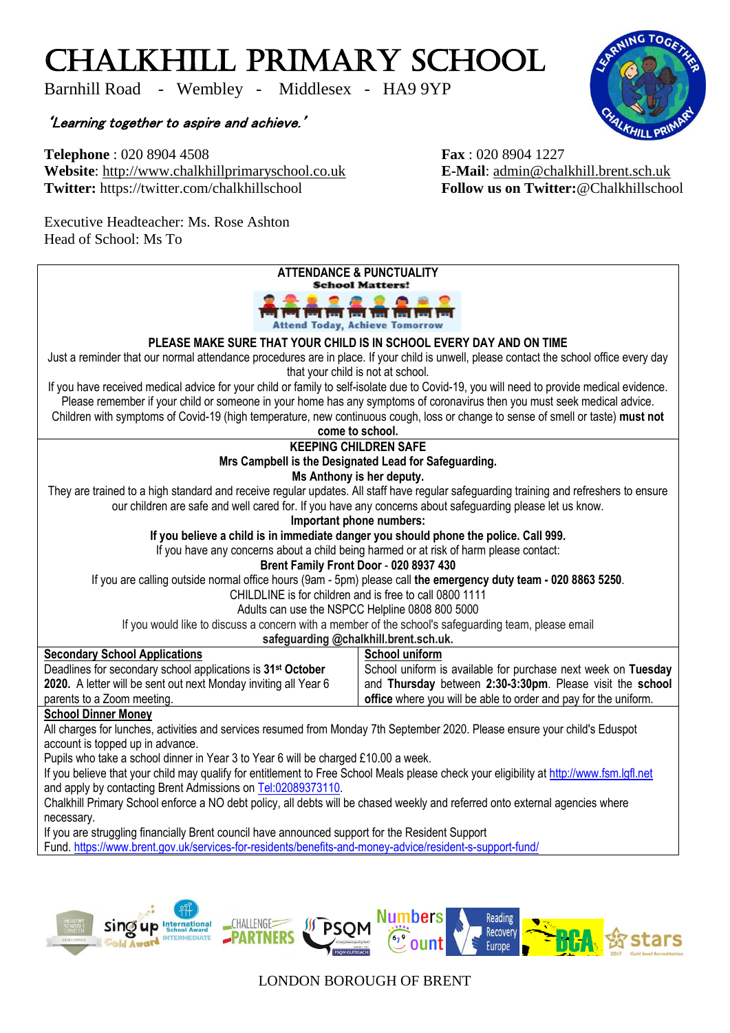# CHALKHILL PRIMARY SCHOOL

Barnhill Road - Wembley - Middlesex - HA9 9YP

*'Learning together to aspire and achieve.'*

**Telephone** : 020 8904 4508
**Website**: http://www.chalkhillprimaryschool.co.uk
**Twitter:** https://twitter.com/chalkhillschool

**Fax** : 020 8904 1227
**E-Mail**: admin@chalkhill.brent.sch.uk
**Follow us on Twitter:**@Chalkhillschool

Executive Headteacher: Ms. Rose Ashton
Head of School: Ms To

## ATTENDANCE & PUNCTUALITY

**School Matters!**

Attend Today, Achieve Tomorrow

**PLEASE MAKE SURE THAT YOUR CHILD IS IN SCHOOL EVERY DAY AND ON TIME**

Just a reminder that our normal attendance procedures are in place. If your child is unwell, please contact the school office every day that your child is not at school.

If you have received medical advice for your child or family to self-isolate due to Covid-19, you will need to provide medical evidence. Please remember if your child or someone in your home has any symptoms of coronavirus then you must seek medical advice. Children with symptoms of Covid-19 (high temperature, new continuous cough, loss or change to sense of smell or taste) **must not come to school.**

## KEEPING CHILDREN SAFE

**Mrs Campbell is the Designated Lead for Safeguarding.**
**Ms Anthony is her deputy.**

They are trained to a high standard and receive regular updates. All staff have regular safeguarding training and refreshers to ensure our children are safe and well cared for. If you have any concerns about safeguarding please let us know.

**Important phone numbers:**

**If you believe a child is in immediate danger you should phone the police. Call 999.**

If you have any concerns about a child being harmed or at risk of harm please contact:

**Brent Family Front Door - 020 8937 430**

If you are calling outside normal office hours (9am - 5pm) please call **the emergency duty team - 020 8863 5250**.

CHILDLINE is for children and is free to call 0800 1111

Adults can use the NSPCC Helpline 0808 800 5000

If you would like to discuss a concern with a member of the school's safeguarding team, please email **safeguarding @chalkhill.brent.sch.uk.**

**Secondary School Applications**

Deadlines for secondary school applications is **31st October 2020.** A letter will be sent out next Monday inviting all Year 6 parents to a Zoom meeting.

**School uniform**

School uniform is available for purchase next week on **Tuesday** and **Thursday** between **2:30-3:30pm**. Please visit the **school office** where you will be able to order and pay for the uniform.

**School Dinner Money**

All charges for lunches, activities and services resumed from Monday 7th September 2020. Please ensure your child's Eduspot account is topped up in advance.

Pupils who take a school dinner in Year 3 to Year 6 will be charged £10.00 a week.

If you believe that your child may qualify for entitlement to Free School Meals please check your eligibility at http://www.fsm.lgfl.net and apply by contacting Brent Admissions on Tel:02089373110.

Chalkhill Primary School enforce a NO debt policy, all debts will be chased weekly and referred onto external agencies where necessary.

If you are struggling financially Brent council have announced support for the Resident Support Fund. https://www.brent.gov.uk/services-for-residents/benefits-and-money-advice/resident-s-support-fund/

LONDON BOROUGH OF BRENT